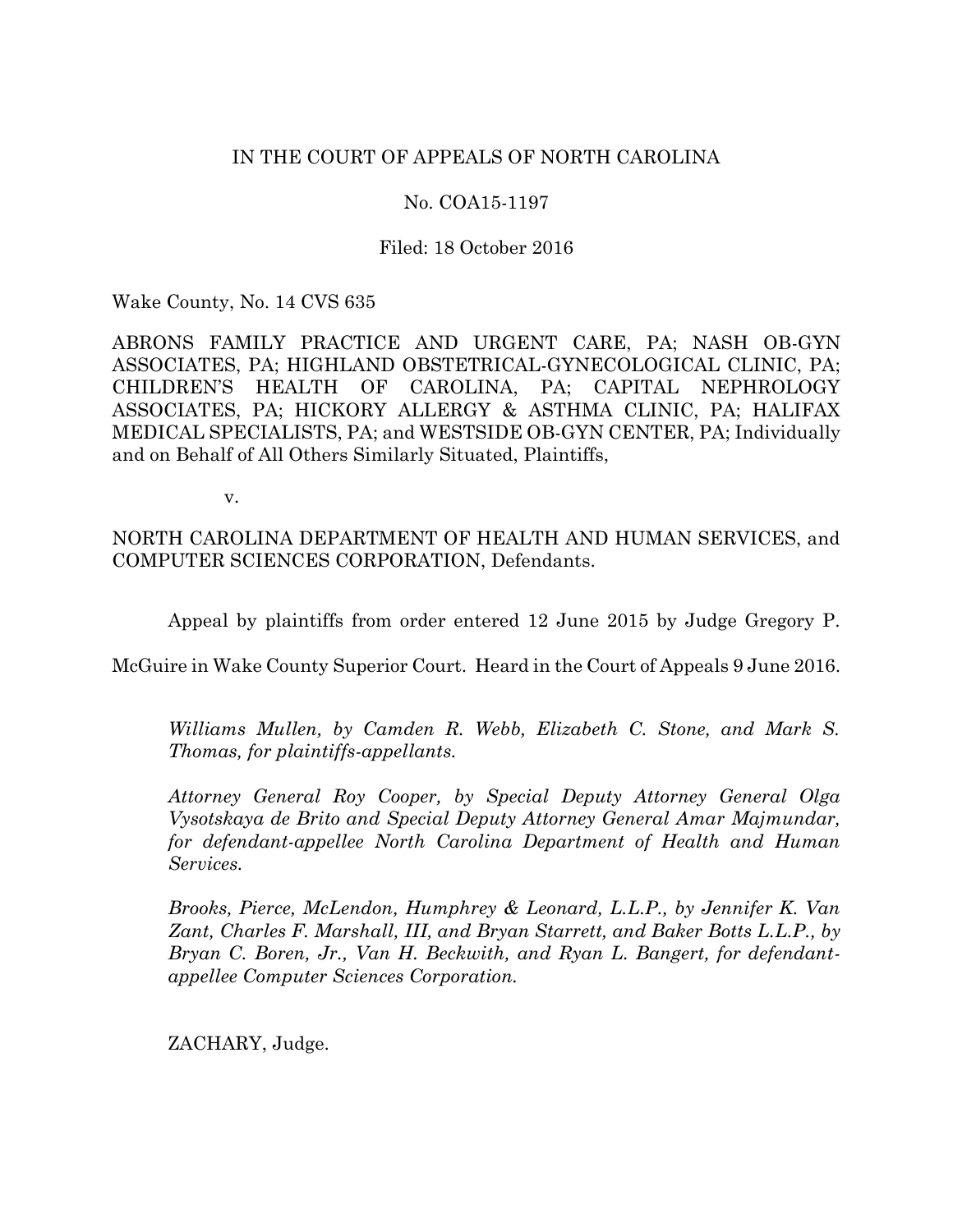IN THE COURT OF APPEALS OF NORTH CAROLINA

No. COA15-1197

Filed: 18 October 2016

Wake County, No. 14 CVS 635

ABRONS FAMILY PRACTICE AND URGENT CARE, PA; NASH OB-GYN ASSOCIATES, PA; HIGHLAND OBSTETRICAL-GYNECOLOGICAL CLINIC, PA; CHILDREN'S HEALTH OF CAROLINA, PA; CAPITAL NEPHROLOGY ASSOCIATES, PA; HICKORY ALLERGY & ASTHMA CLINIC, PA; HALIFAX MEDICAL SPECIALISTS, PA; and WESTSIDE OB-GYN CENTER, PA; Individually and on Behalf of All Others Similarly Situated, Plaintiffs,

v.

NORTH CAROLINA DEPARTMENT OF HEALTH AND HUMAN SERVICES, and COMPUTER SCIENCES CORPORATION, Defendants.

Appeal by plaintiffs from order entered 12 June 2015 by Judge Gregory P. McGuire in Wake County Superior Court. Heard in the Court of Appeals 9 June 2016.

*Williams Mullen, by Camden R. Webb, Elizabeth C. Stone, and Mark S. Thomas, for plaintiffs-appellants.*

*Attorney General Roy Cooper, by Special Deputy Attorney General Olga Vysotskaya de Brito and Special Deputy Attorney General Amar Majmundar, for defendant-appellee North Carolina Department of Health and Human Services.*

*Brooks, Pierce, McLendon, Humphrey & Leonard, L.L.P., by Jennifer K. Van Zant, Charles F. Marshall, III, and Bryan Starrett, and Baker Botts L.L.P., by Bryan C. Boren, Jr., Van H. Beckwith, and Ryan L. Bangert, for defendant-appellee Computer Sciences Corporation.*

ZACHARY, Judge.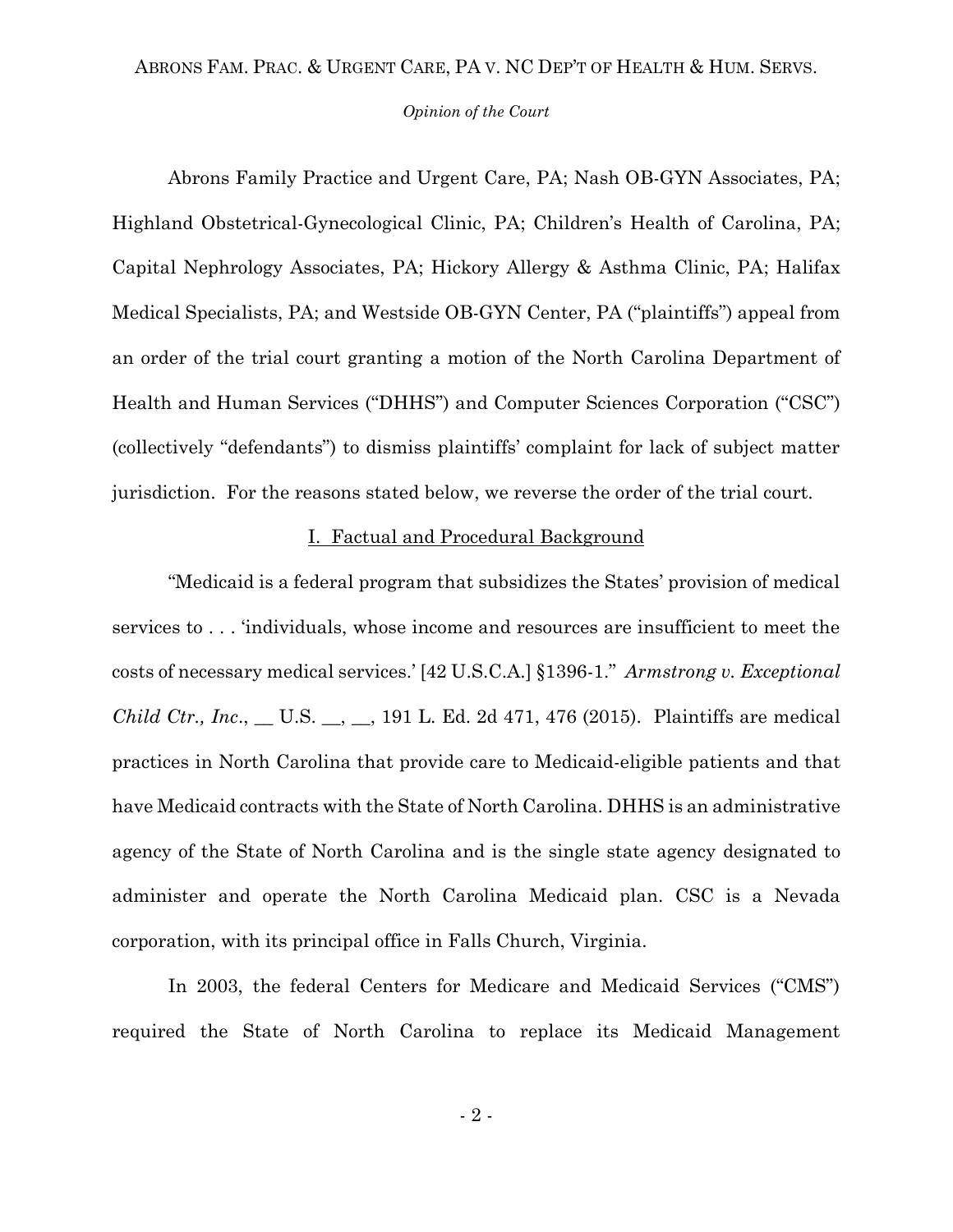Abrons Family Practice and Urgent Care, PA; Nash OB-GYN Associates, PA; Highland Obstetrical-Gynecological Clinic, PA; Children's Health of Carolina, PA; Capital Nephrology Associates, PA; Hickory Allergy & Asthma Clinic, PA; Halifax Medical Specialists, PA; and Westside OB-GYN Center, PA ("plaintiffs") appeal from an order of the trial court granting a motion of the North Carolina Department of Health and Human Services ("DHHS") and Computer Sciences Corporation ("CSC") (collectively "defendants") to dismiss plaintiffs' complaint for lack of subject matter jurisdiction. For the reasons stated below, we reverse the order of the trial court.

## I. Factual and Procedural Background

"Medicaid is a federal program that subsidizes the States' provision of medical services to . . . 'individuals, whose income and resources are insufficient to meet the costs of necessary medical services.' [42 U.S.C.A.] §1396-1." *Armstrong v. Exceptional Child Ctr., Inc*., __ U.S. __, __, 191 L. Ed. 2d 471, 476 (2015). Plaintiffs are medical practices in North Carolina that provide care to Medicaid-eligible patients and that have Medicaid contracts with the State of North Carolina. DHHS is an administrative agency of the State of North Carolina and is the single state agency designated to administer and operate the North Carolina Medicaid plan. CSC is a Nevada corporation, with its principal office in Falls Church, Virginia.

In 2003, the federal Centers for Medicare and Medicaid Services ("CMS") required the State of North Carolina to replace its Medicaid Management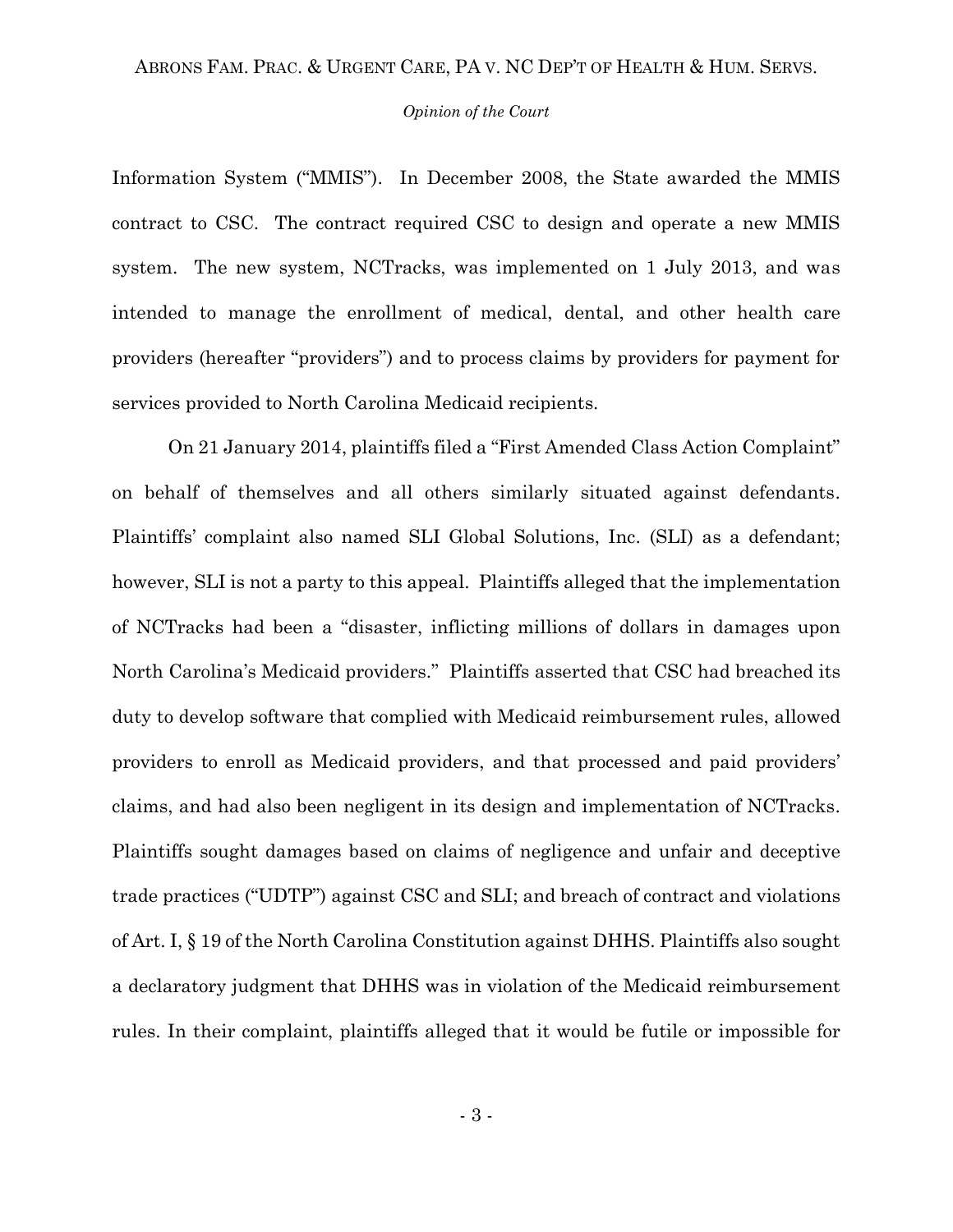Information System ("MMIS"). In December 2008, the State awarded the MMIS contract to CSC. The contract required CSC to design and operate a new MMIS system. The new system, NCTracks, was implemented on 1 July 2013, and was intended to manage the enrollment of medical, dental, and other health care providers (hereafter "providers") and to process claims by providers for payment for services provided to North Carolina Medicaid recipients.

On 21 January 2014, plaintiffs filed a "First Amended Class Action Complaint" on behalf of themselves and all others similarly situated against defendants. Plaintiffs' complaint also named SLI Global Solutions, Inc. (SLI) as a defendant; however, SLI is not a party to this appeal. Plaintiffs alleged that the implementation of NCTracks had been a "disaster, inflicting millions of dollars in damages upon North Carolina's Medicaid providers." Plaintiffs asserted that CSC had breached its duty to develop software that complied with Medicaid reimbursement rules, allowed providers to enroll as Medicaid providers, and that processed and paid providers' claims, and had also been negligent in its design and implementation of NCTracks. Plaintiffs sought damages based on claims of negligence and unfair and deceptive trade practices ("UDTP") against CSC and SLI; and breach of contract and violations of Art. I, § 19 of the North Carolina Constitution against DHHS. Plaintiffs also sought a declaratory judgment that DHHS was in violation of the Medicaid reimbursement rules. In their complaint, plaintiffs alleged that it would be futile or impossible for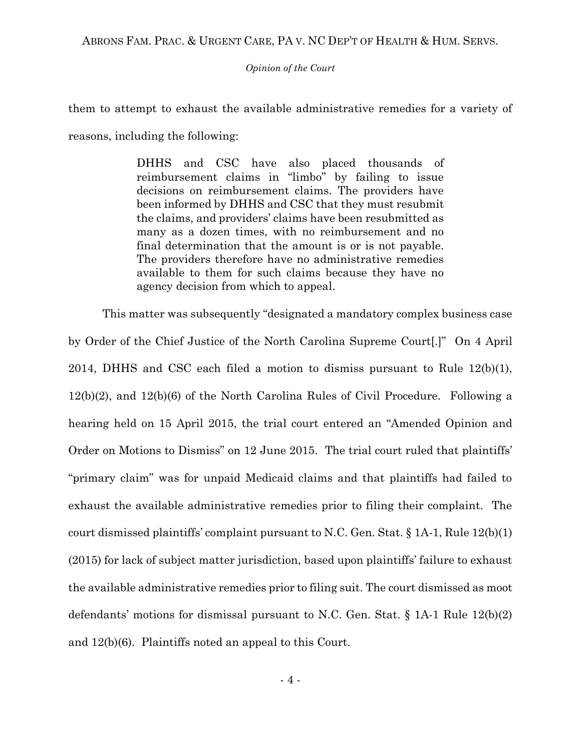them to attempt to exhaust the available administrative remedies for a variety of reasons, including the following:

> DHHS and CSC have also placed thousands of reimbursement claims in "limbo" by failing to issue decisions on reimbursement claims. The providers have been informed by DHHS and CSC that they must resubmit the claims, and providers' claims have been resubmitted as many as a dozen times, with no reimbursement and no final determination that the amount is or is not payable. The providers therefore have no administrative remedies available to them for such claims because they have no agency decision from which to appeal.

This matter was subsequently "designated a mandatory complex business case by Order of the Chief Justice of the North Carolina Supreme Court[.]" On 4 April 2014, DHHS and CSC each filed a motion to dismiss pursuant to Rule 12(b)(1), 12(b)(2), and 12(b)(6) of the North Carolina Rules of Civil Procedure. Following a hearing held on 15 April 2015, the trial court entered an "Amended Opinion and Order on Motions to Dismiss" on 12 June 2015. The trial court ruled that plaintiffs' "primary claim" was for unpaid Medicaid claims and that plaintiffs had failed to exhaust the available administrative remedies prior to filing their complaint. The court dismissed plaintiffs' complaint pursuant to N.C. Gen. Stat. § 1A-1, Rule 12(b)(1) (2015) for lack of subject matter jurisdiction, based upon plaintiffs' failure to exhaust the available administrative remedies prior to filing suit. The court dismissed as moot defendants' motions for dismissal pursuant to N.C. Gen. Stat. § 1A-1 Rule 12(b)(2) and 12(b)(6). Plaintiffs noted an appeal to this Court.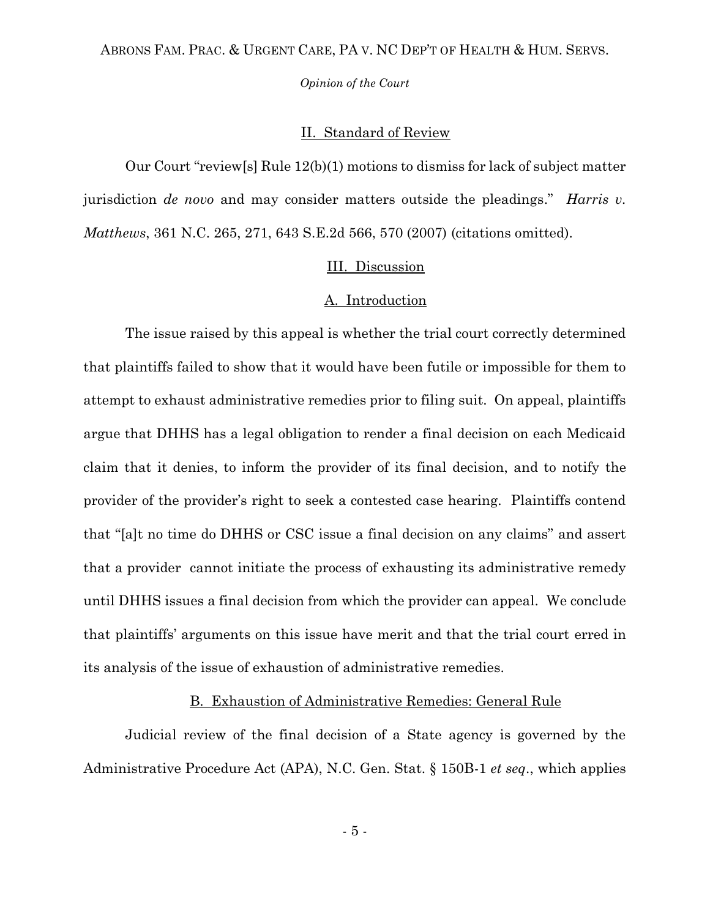## II. Standard of Review

Our Court "review[s] Rule 12(b)(1) motions to dismiss for lack of subject matter jurisdiction *de novo* and may consider matters outside the pleadings." *Harris v. Matthews*, 361 N.C. 265, 271, 643 S.E.2d 566, 570 (2007) (citations omitted).

## III. Discussion

### A. Introduction

The issue raised by this appeal is whether the trial court correctly determined that plaintiffs failed to show that it would have been futile or impossible for them to attempt to exhaust administrative remedies prior to filing suit. On appeal, plaintiffs argue that DHHS has a legal obligation to render a final decision on each Medicaid claim that it denies, to inform the provider of its final decision, and to notify the provider of the provider's right to seek a contested case hearing. Plaintiffs contend that "[a]t no time do DHHS or CSC issue a final decision on any claims" and assert that a provider cannot initiate the process of exhausting its administrative remedy until DHHS issues a final decision from which the provider can appeal. We conclude that plaintiffs' arguments on this issue have merit and that the trial court erred in its analysis of the issue of exhaustion of administrative remedies.

### B. Exhaustion of Administrative Remedies: General Rule

Judicial review of the final decision of a State agency is governed by the Administrative Procedure Act (APA), N.C. Gen. Stat. § 150B-1 *et seq*., which applies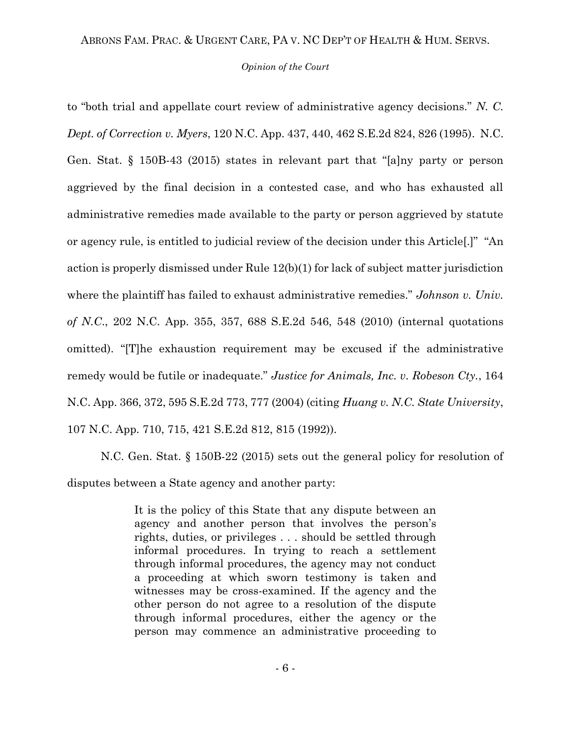to "both trial and appellate court review of administrative agency decisions." *N. C. Dept. of Correction v. Myers*, 120 N.C. App. 437, 440, 462 S.E.2d 824, 826 (1995). N.C. Gen. Stat. § 150B-43 (2015) states in relevant part that "[a]ny party or person aggrieved by the final decision in a contested case, and who has exhausted all administrative remedies made available to the party or person aggrieved by statute or agency rule, is entitled to judicial review of the decision under this Article[.]" "An action is properly dismissed under Rule 12(b)(1) for lack of subject matter jurisdiction where the plaintiff has failed to exhaust administrative remedies." *Johnson v. Univ. of N.C.*, 202 N.C. App. 355, 357, 688 S.E.2d 546, 548 (2010) (internal quotations omitted). "[T]he exhaustion requirement may be excused if the administrative remedy would be futile or inadequate." *Justice for Animals, Inc. v. Robeson Cty.*, 164 N.C. App. 366, 372, 595 S.E.2d 773, 777 (2004) (citing *Huang v. N.C. State University*, 107 N.C. App. 710, 715, 421 S.E.2d 812, 815 (1992)).

N.C. Gen. Stat. § 150B-22 (2015) sets out the general policy for resolution of disputes between a State agency and another party:

> It is the policy of this State that any dispute between an agency and another person that involves the person's rights, duties, or privileges . . . should be settled through informal procedures. In trying to reach a settlement through informal procedures, the agency may not conduct a proceeding at which sworn testimony is taken and witnesses may be cross-examined. If the agency and the other person do not agree to a resolution of the dispute through informal procedures, either the agency or the person may commence an administrative proceeding to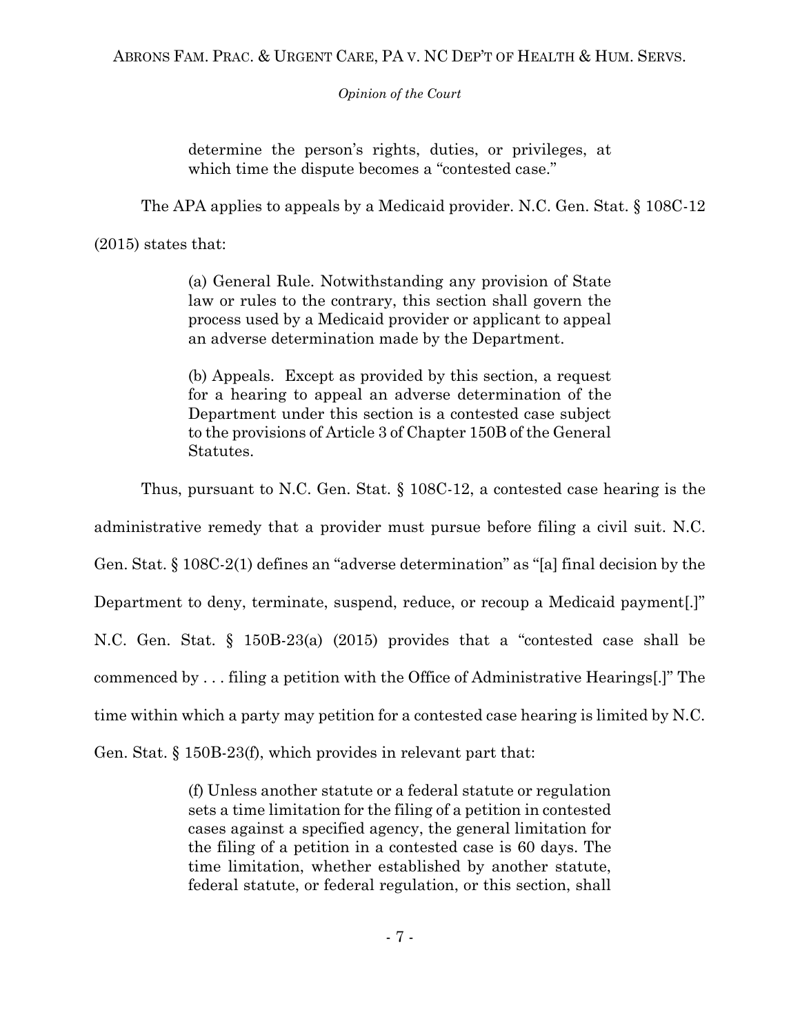> determine the person's rights, duties, or privileges, at which time the dispute becomes a "contested case."

The APA applies to appeals by a Medicaid provider. N.C. Gen. Stat. § 108C-12 (2015) states that:

> (a) General Rule. Notwithstanding any provision of State law or rules to the contrary, this section shall govern the process used by a Medicaid provider or applicant to appeal an adverse determination made by the Department.
>
> (b) Appeals. Except as provided by this section, a request for a hearing to appeal an adverse determination of the Department under this section is a contested case subject to the provisions of Article 3 of Chapter 150B of the General Statutes.

Thus, pursuant to N.C. Gen. Stat. § 108C-12, a contested case hearing is the administrative remedy that a provider must pursue before filing a civil suit. N.C. Gen. Stat. § 108C-2(1) defines an "adverse determination" as "[a] final decision by the Department to deny, terminate, suspend, reduce, or recoup a Medicaid payment[.]" N.C. Gen. Stat. § 150B-23(a) (2015) provides that a "contested case shall be commenced by . . . filing a petition with the Office of Administrative Hearings[.]" The time within which a party may petition for a contested case hearing is limited by N.C. Gen. Stat. § 150B-23(f), which provides in relevant part that:

> (f) Unless another statute or a federal statute or regulation sets a time limitation for the filing of a petition in contested cases against a specified agency, the general limitation for the filing of a petition in a contested case is 60 days. The time limitation, whether established by another statute, federal statute, or federal regulation, or this section, shall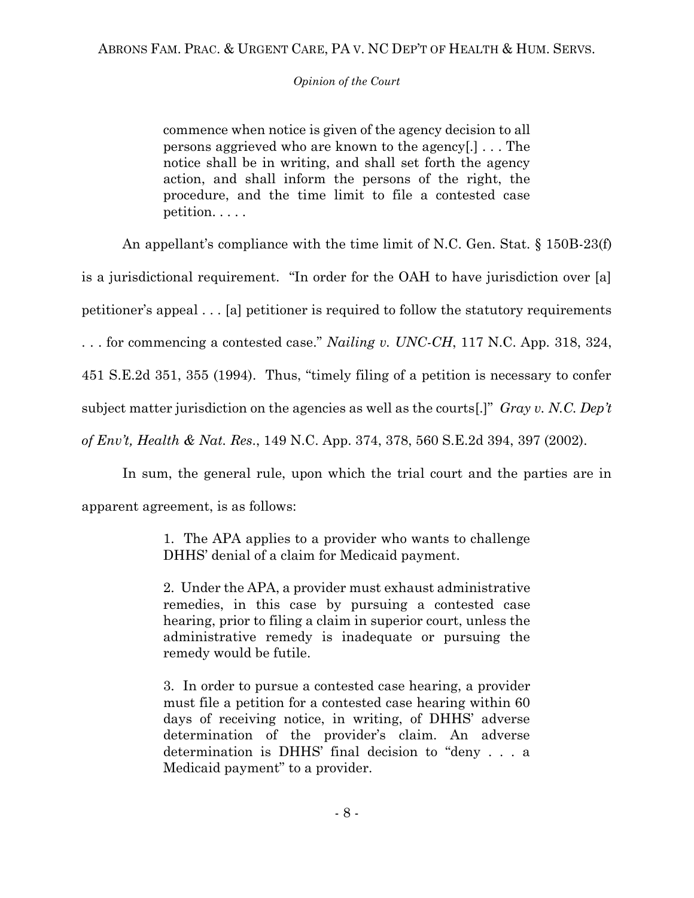> commence when notice is given of the agency decision to all persons aggrieved who are known to the agency[.] . . . The notice shall be in writing, and shall set forth the agency action, and shall inform the persons of the right, the procedure, and the time limit to file a contested case petition. . . . .

An appellant's compliance with the time limit of N.C. Gen. Stat. § 150B-23(f) is a jurisdictional requirement. "In order for the OAH to have jurisdiction over [a] petitioner's appeal . . . [a] petitioner is required to follow the statutory requirements . . . for commencing a contested case." *Nailing v. UNC-CH*, 117 N.C. App. 318, 324, 451 S.E.2d 351, 355 (1994). Thus, "timely filing of a petition is necessary to confer subject matter jurisdiction on the agencies as well as the courts[.]" *Gray v. N.C. Dep't of Env't, Health & Nat. Res.*, 149 N.C. App. 374, 378, 560 S.E.2d 394, 397 (2002).

In sum, the general rule, upon which the trial court and the parties are in apparent agreement, is as follows:

> 1. The APA applies to a provider who wants to challenge DHHS' denial of a claim for Medicaid payment.
>
> 2. Under the APA, a provider must exhaust administrative remedies, in this case by pursuing a contested case hearing, prior to filing a claim in superior court, unless the administrative remedy is inadequate or pursuing the remedy would be futile.
>
> 3. In order to pursue a contested case hearing, a provider must file a petition for a contested case hearing within 60 days of receiving notice, in writing, of DHHS' adverse determination of the provider's claim. An adverse determination is DHHS' final decision to "deny . . . a Medicaid payment" to a provider.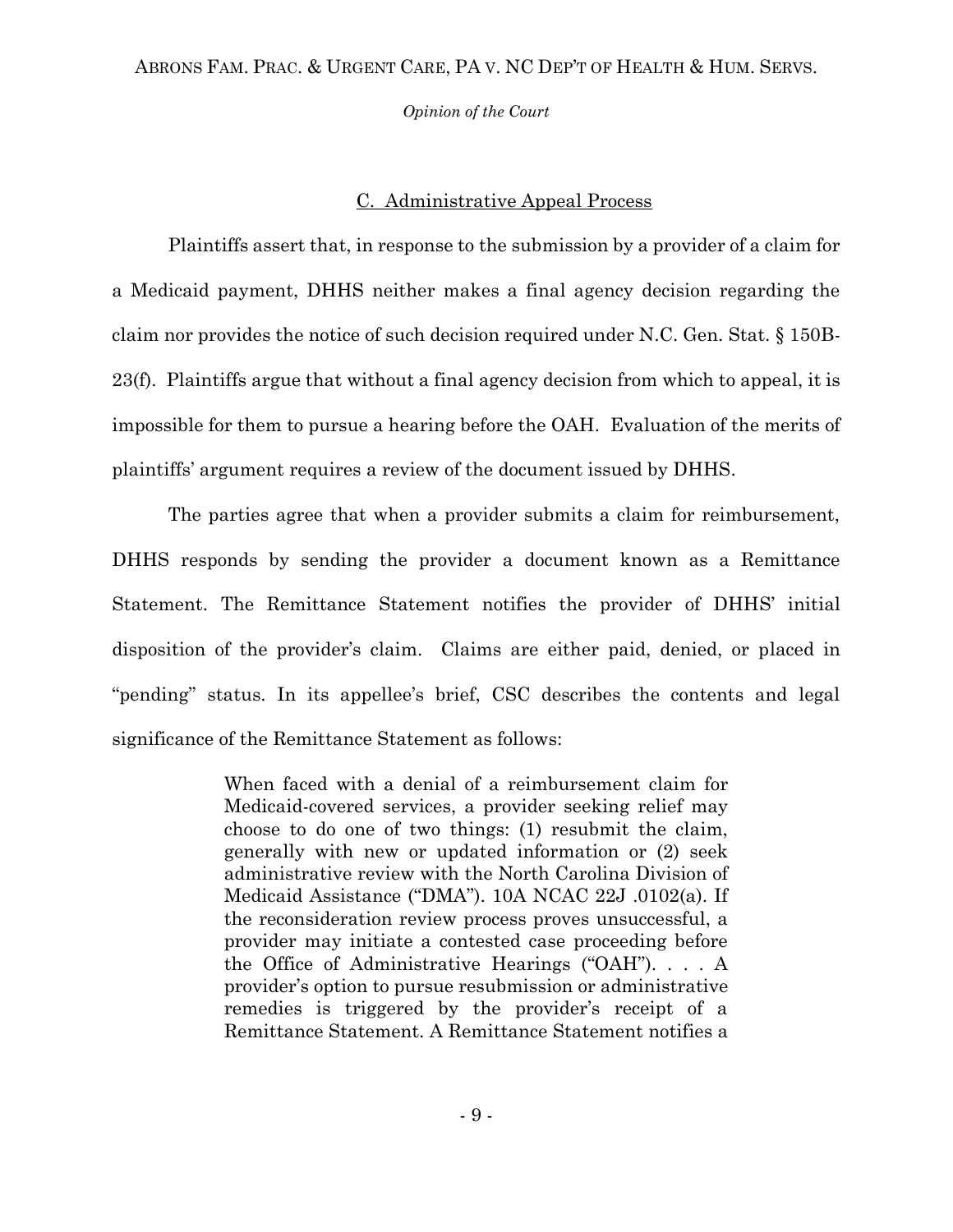## C. Administrative Appeal Process

Plaintiffs assert that, in response to the submission by a provider of a claim for a Medicaid payment, DHHS neither makes a final agency decision regarding the claim nor provides the notice of such decision required under N.C. Gen. Stat. § 150B-23(f). Plaintiffs argue that without a final agency decision from which to appeal, it is impossible for them to pursue a hearing before the OAH. Evaluation of the merits of plaintiffs' argument requires a review of the document issued by DHHS.

The parties agree that when a provider submits a claim for reimbursement, DHHS responds by sending the provider a document known as a Remittance Statement. The Remittance Statement notifies the provider of DHHS' initial disposition of the provider's claim. Claims are either paid, denied, or placed in "pending" status. In its appellee's brief, CSC describes the contents and legal significance of the Remittance Statement as follows:

> When faced with a denial of a reimbursement claim for Medicaid-covered services, a provider seeking relief may choose to do one of two things: (1) resubmit the claim, generally with new or updated information or (2) seek administrative review with the North Carolina Division of Medicaid Assistance ("DMA"). 10A NCAC 22J .0102(a). If the reconsideration review process proves unsuccessful, a provider may initiate a contested case proceeding before the Office of Administrative Hearings ("OAH"). . . . A provider's option to pursue resubmission or administrative remedies is triggered by the provider's receipt of a Remittance Statement. A Remittance Statement notifies a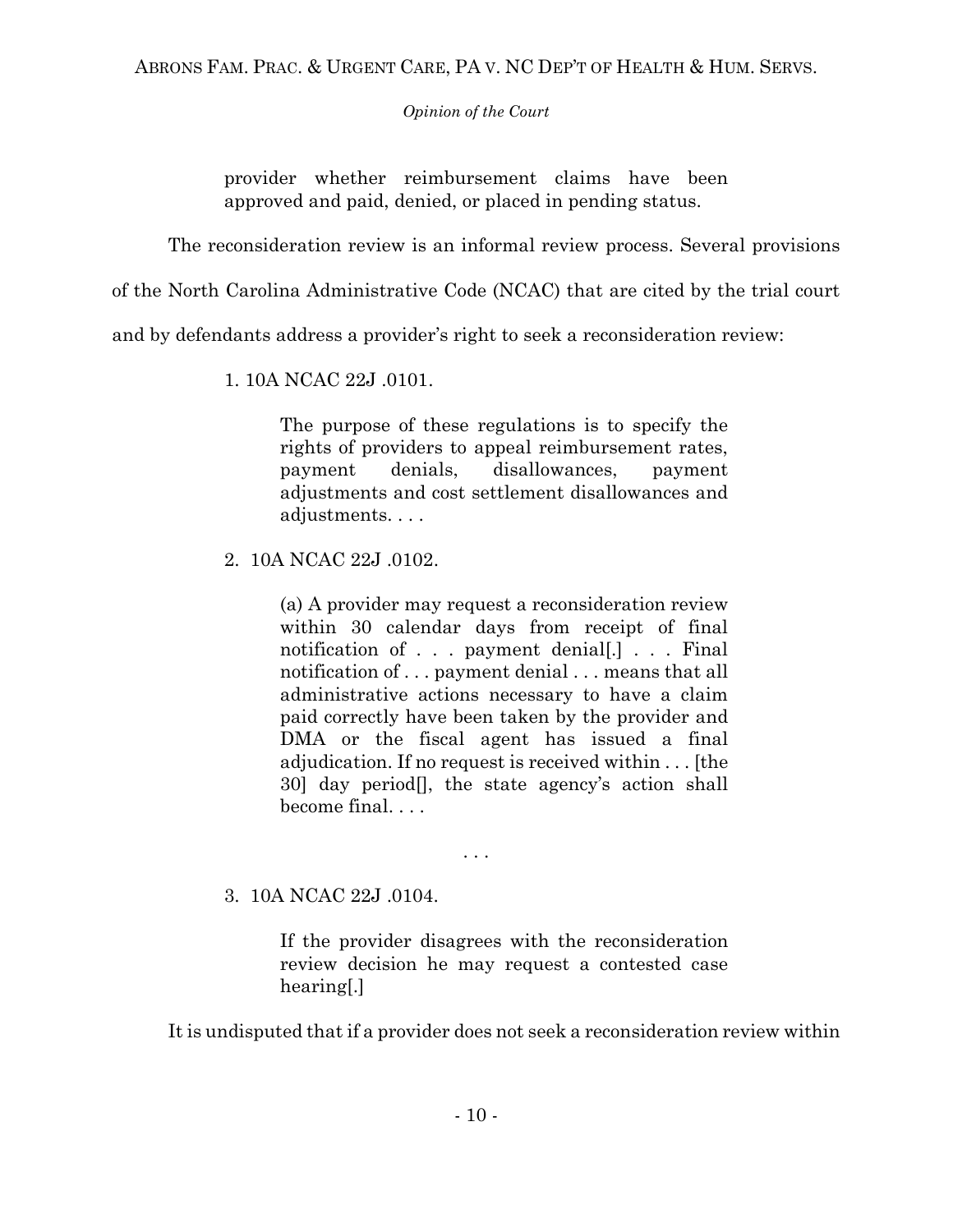> provider whether reimbursement claims have been approved and paid, denied, or placed in pending status.

The reconsideration review is an informal review process. Several provisions of the North Carolina Administrative Code (NCAC) that are cited by the trial court and by defendants address a provider's right to seek a reconsideration review:

1. 10A NCAC 22J .0101.

   > The purpose of these regulations is to specify the rights of providers to appeal reimbursement rates, payment denials, disallowances, payment adjustments and cost settlement disallowances and adjustments. . . .

2. 10A NCAC 22J .0102.

   > (a) A provider may request a reconsideration review within 30 calendar days from receipt of final notification of . . . payment denial[.] . . . Final notification of . . . payment denial . . . means that all administrative actions necessary to have a claim paid correctly have been taken by the provider and DMA or the fiscal agent has issued a final adjudication. If no request is received within . . . [the 30] day period[], the state agency's action shall become final. . . .

   . . .

3. 10A NCAC 22J .0104.

   > If the provider disagrees with the reconsideration review decision he may request a contested case hearing[.]

It is undisputed that if a provider does not seek a reconsideration review within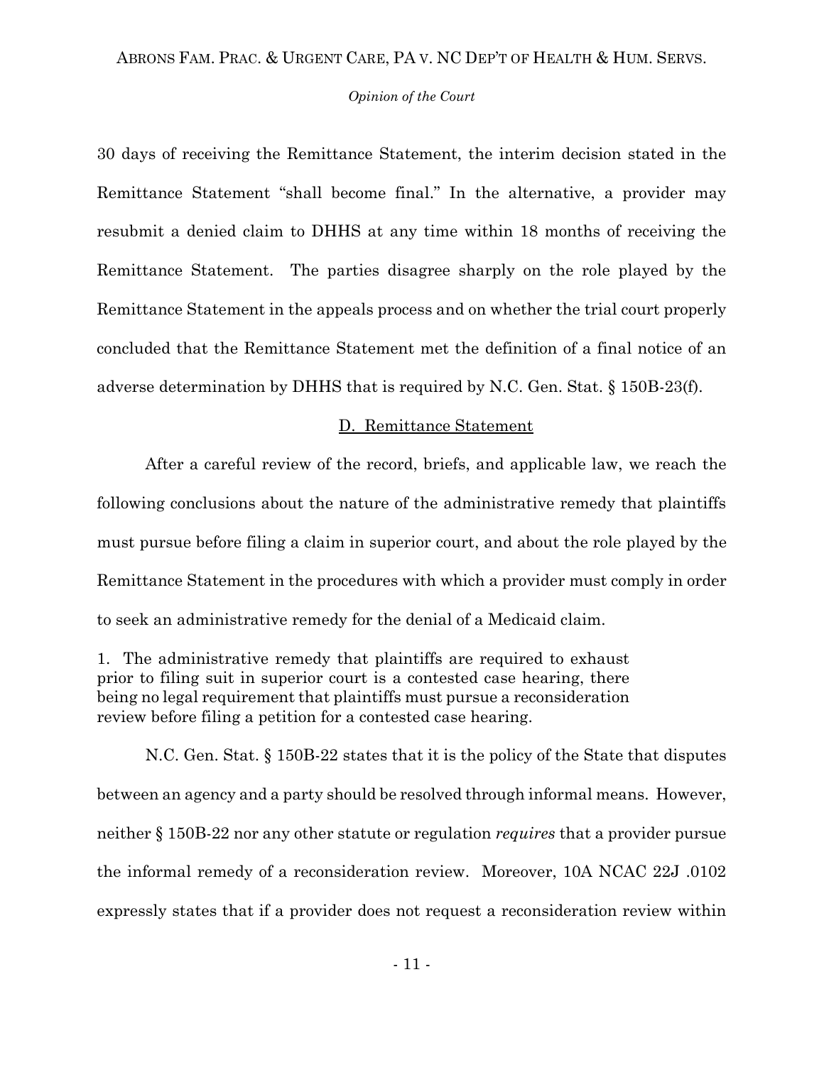30 days of receiving the Remittance Statement, the interim decision stated in the Remittance Statement "shall become final." In the alternative, a provider may resubmit a denied claim to DHHS at any time within 18 months of receiving the Remittance Statement. The parties disagree sharply on the role played by the Remittance Statement in the appeals process and on whether the trial court properly concluded that the Remittance Statement met the definition of a final notice of an adverse determination by DHHS that is required by N.C. Gen. Stat. § 150B-23(f).

### D. Remittance Statement

After a careful review of the record, briefs, and applicable law, we reach the following conclusions about the nature of the administrative remedy that plaintiffs must pursue before filing a claim in superior court, and about the role played by the Remittance Statement in the procedures with which a provider must comply in order to seek an administrative remedy for the denial of a Medicaid claim.

1. The administrative remedy that plaintiffs are required to exhaust prior to filing suit in superior court is a contested case hearing, there being no legal requirement that plaintiffs must pursue a reconsideration review before filing a petition for a contested case hearing.

N.C. Gen. Stat. § 150B-22 states that it is the policy of the State that disputes between an agency and a party should be resolved through informal means. However, neither § 150B-22 nor any other statute or regulation *requires* that a provider pursue the informal remedy of a reconsideration review. Moreover, 10A NCAC 22J .0102 expressly states that if a provider does not request a reconsideration review within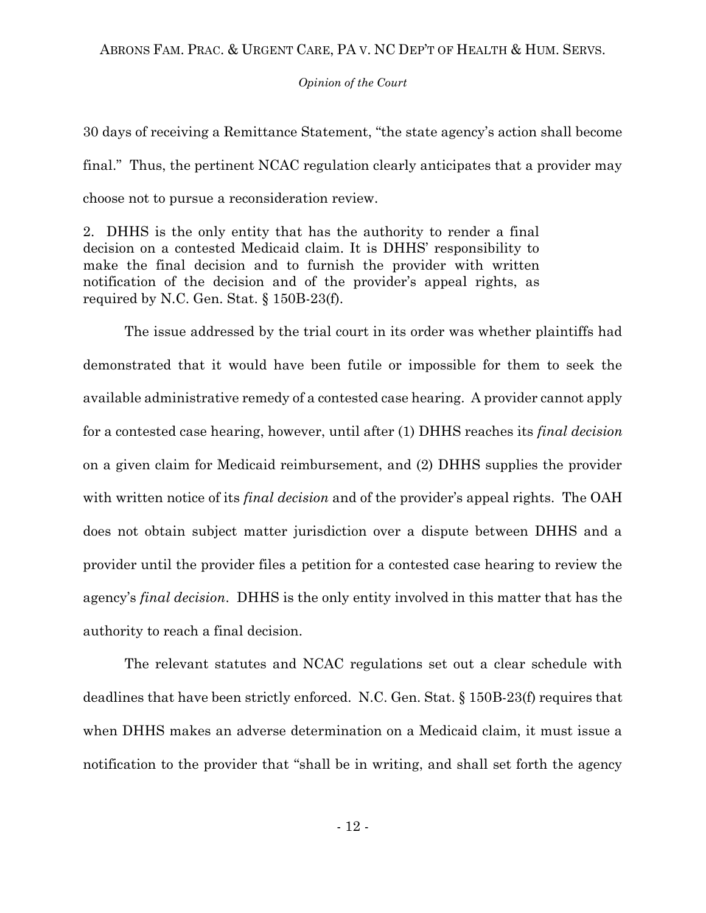30 days of receiving a Remittance Statement, "the state agency's action shall become final." Thus, the pertinent NCAC regulation clearly anticipates that a provider may choose not to pursue a reconsideration review.

2. DHHS is the only entity that has the authority to render a final decision on a contested Medicaid claim. It is DHHS' responsibility to make the final decision and to furnish the provider with written notification of the decision and of the provider's appeal rights, as required by N.C. Gen. Stat. § 150B-23(f).

The issue addressed by the trial court in its order was whether plaintiffs had demonstrated that it would have been futile or impossible for them to seek the available administrative remedy of a contested case hearing. A provider cannot apply for a contested case hearing, however, until after (1) DHHS reaches its *final decision* on a given claim for Medicaid reimbursement, and (2) DHHS supplies the provider with written notice of its *final decision* and of the provider's appeal rights. The OAH does not obtain subject matter jurisdiction over a dispute between DHHS and a provider until the provider files a petition for a contested case hearing to review the agency's *final decision*. DHHS is the only entity involved in this matter that has the authority to reach a final decision.

The relevant statutes and NCAC regulations set out a clear schedule with deadlines that have been strictly enforced. N.C. Gen. Stat. § 150B-23(f) requires that when DHHS makes an adverse determination on a Medicaid claim, it must issue a notification to the provider that "shall be in writing, and shall set forth the agency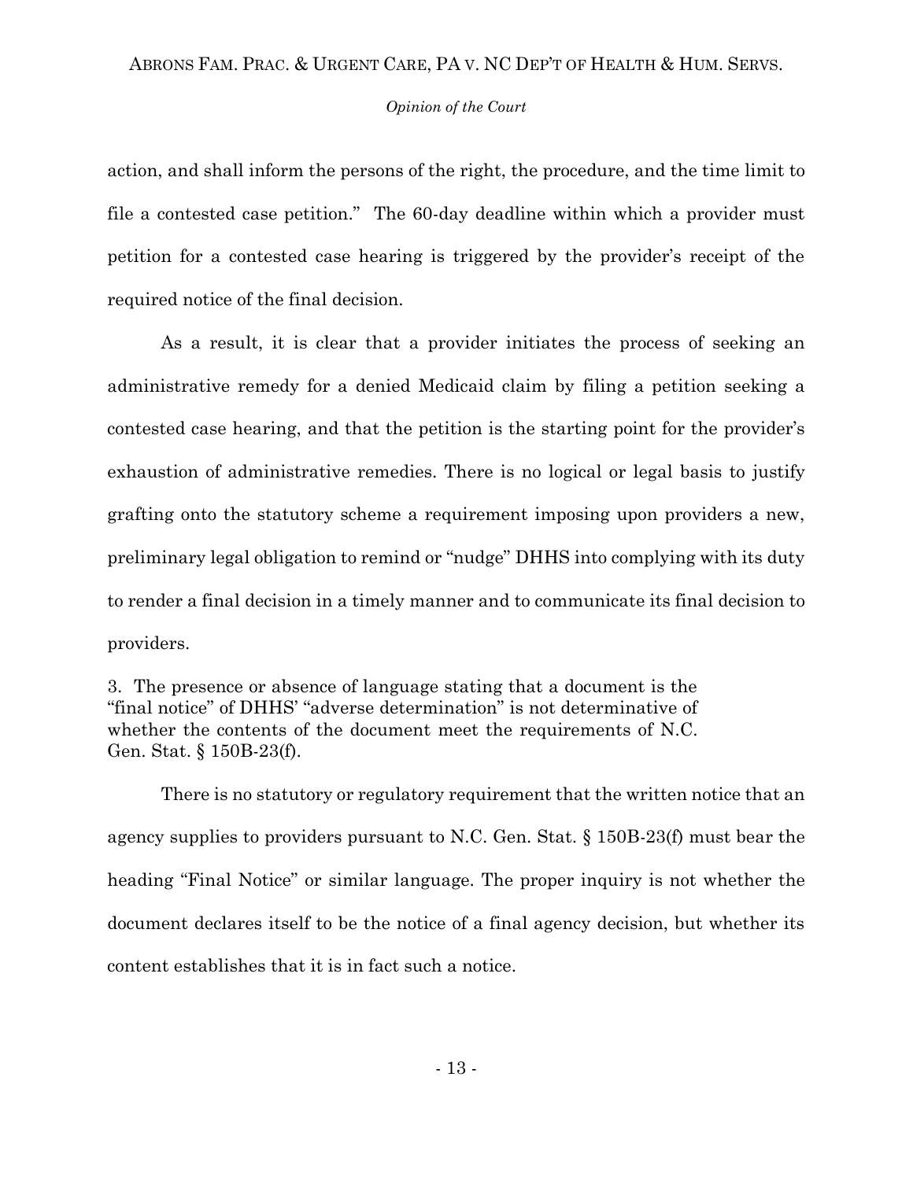action, and shall inform the persons of the right, the procedure, and the time limit to file a contested case petition." The 60-day deadline within which a provider must petition for a contested case hearing is triggered by the provider's receipt of the required notice of the final decision.

As a result, it is clear that a provider initiates the process of seeking an administrative remedy for a denied Medicaid claim by filing a petition seeking a contested case hearing, and that the petition is the starting point for the provider's exhaustion of administrative remedies. There is no logical or legal basis to justify grafting onto the statutory scheme a requirement imposing upon providers a new, preliminary legal obligation to remind or "nudge" DHHS into complying with its duty to render a final decision in a timely manner and to communicate its final decision to providers.

3. The presence or absence of language stating that a document is the "final notice" of DHHS' "adverse determination" is not determinative of whether the contents of the document meet the requirements of N.C. Gen. Stat. § 150B-23(f).

There is no statutory or regulatory requirement that the written notice that an agency supplies to providers pursuant to N.C. Gen. Stat. § 150B-23(f) must bear the heading "Final Notice" or similar language. The proper inquiry is not whether the document declares itself to be the notice of a final agency decision, but whether its content establishes that it is in fact such a notice.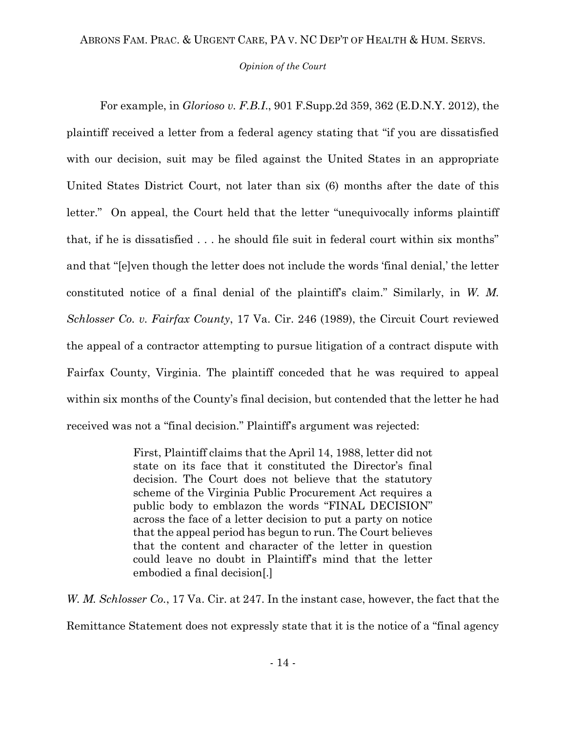For example, in *Glorioso v. F.B.I.*, 901 F.Supp.2d 359, 362 (E.D.N.Y. 2012), the plaintiff received a letter from a federal agency stating that "if you are dissatisfied with our decision, suit may be filed against the United States in an appropriate United States District Court, not later than six (6) months after the date of this letter." On appeal, the Court held that the letter "unequivocally informs plaintiff that, if he is dissatisfied . . . he should file suit in federal court within six months" and that "[e]ven though the letter does not include the words 'final denial,' the letter constituted notice of a final denial of the plaintiff's claim." Similarly, in *W. M. Schlosser Co. v. Fairfax County*, 17 Va. Cir. 246 (1989), the Circuit Court reviewed the appeal of a contractor attempting to pursue litigation of a contract dispute with Fairfax County, Virginia. The plaintiff conceded that he was required to appeal within six months of the County's final decision, but contended that the letter he had received was not a "final decision." Plaintiff's argument was rejected:

> First, Plaintiff claims that the April 14, 1988, letter did not state on its face that it constituted the Director's final decision. The Court does not believe that the statutory scheme of the Virginia Public Procurement Act requires a public body to emblazon the words "FINAL DECISION" across the face of a letter decision to put a party on notice that the appeal period has begun to run. The Court believes that the content and character of the letter in question could leave no doubt in Plaintiff's mind that the letter embodied a final decision[.]

*W. M. Schlosser Co.*, 17 Va. Cir. at 247. In the instant case, however, the fact that the Remittance Statement does not expressly state that it is the notice of a "final agency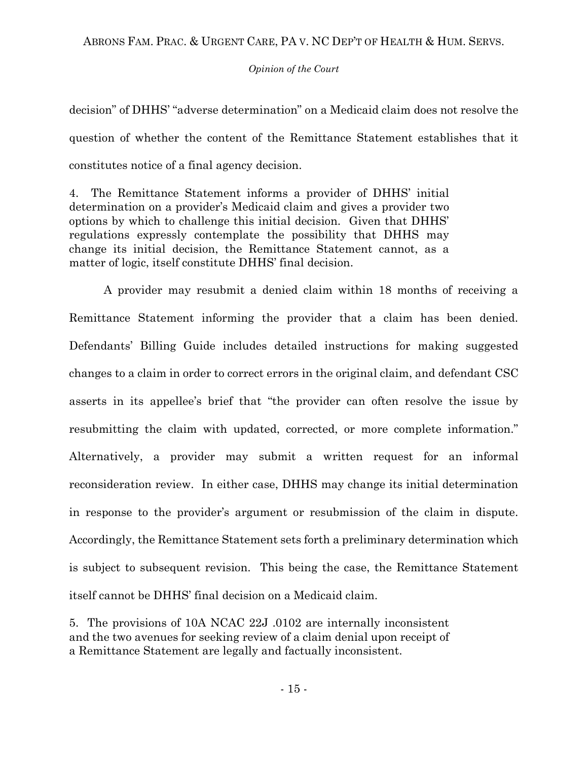decision" of DHHS' "adverse determination" on a Medicaid claim does not resolve the question of whether the content of the Remittance Statement establishes that it constitutes notice of a final agency decision.

4. The Remittance Statement informs a provider of DHHS' initial determination on a provider's Medicaid claim and gives a provider two options by which to challenge this initial decision. Given that DHHS' regulations expressly contemplate the possibility that DHHS may change its initial decision, the Remittance Statement cannot, as a matter of logic, itself constitute DHHS' final decision.

A provider may resubmit a denied claim within 18 months of receiving a Remittance Statement informing the provider that a claim has been denied. Defendants' Billing Guide includes detailed instructions for making suggested changes to a claim in order to correct errors in the original claim, and defendant CSC asserts in its appellee's brief that "the provider can often resolve the issue by resubmitting the claim with updated, corrected, or more complete information." Alternatively, a provider may submit a written request for an informal reconsideration review. In either case, DHHS may change its initial determination in response to the provider's argument or resubmission of the claim in dispute. Accordingly, the Remittance Statement sets forth a preliminary determination which is subject to subsequent revision. This being the case, the Remittance Statement itself cannot be DHHS' final decision on a Medicaid claim.

5. The provisions of 10A NCAC 22J .0102 are internally inconsistent and the two avenues for seeking review of a claim denial upon receipt of a Remittance Statement are legally and factually inconsistent.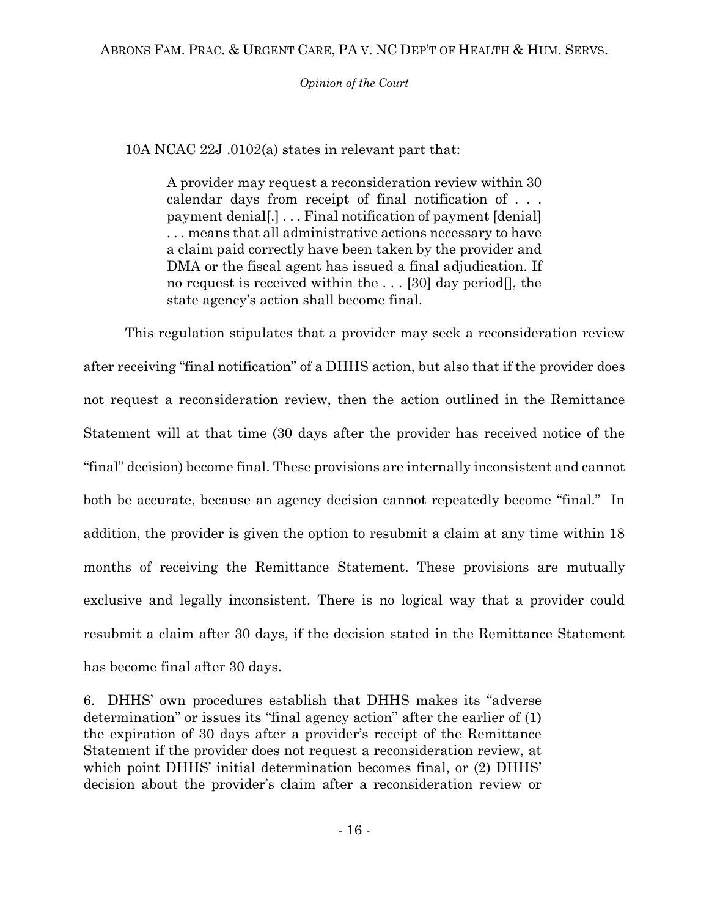10A NCAC 22J .0102(a) states in relevant part that:

> A provider may request a reconsideration review within 30 calendar days from receipt of final notification of . . . payment denial[.] . . . Final notification of payment [denial] . . . means that all administrative actions necessary to have a claim paid correctly have been taken by the provider and DMA or the fiscal agent has issued a final adjudication. If no request is received within the . . . [30] day period[], the state agency's action shall become final.

This regulation stipulates that a provider may seek a reconsideration review after receiving "final notification" of a DHHS action, but also that if the provider does not request a reconsideration review, then the action outlined in the Remittance Statement will at that time (30 days after the provider has received notice of the "final" decision) become final. These provisions are internally inconsistent and cannot both be accurate, because an agency decision cannot repeatedly become "final." In addition, the provider is given the option to resubmit a claim at any time within 18 months of receiving the Remittance Statement. These provisions are mutually exclusive and legally inconsistent. There is no logical way that a provider could resubmit a claim after 30 days, if the decision stated in the Remittance Statement has become final after 30 days.

6. DHHS' own procedures establish that DHHS makes its "adverse determination" or issues its "final agency action" after the earlier of (1) the expiration of 30 days after a provider's receipt of the Remittance Statement if the provider does not request a reconsideration review, at which point DHHS' initial determination becomes final, or (2) DHHS' decision about the provider's claim after a reconsideration review or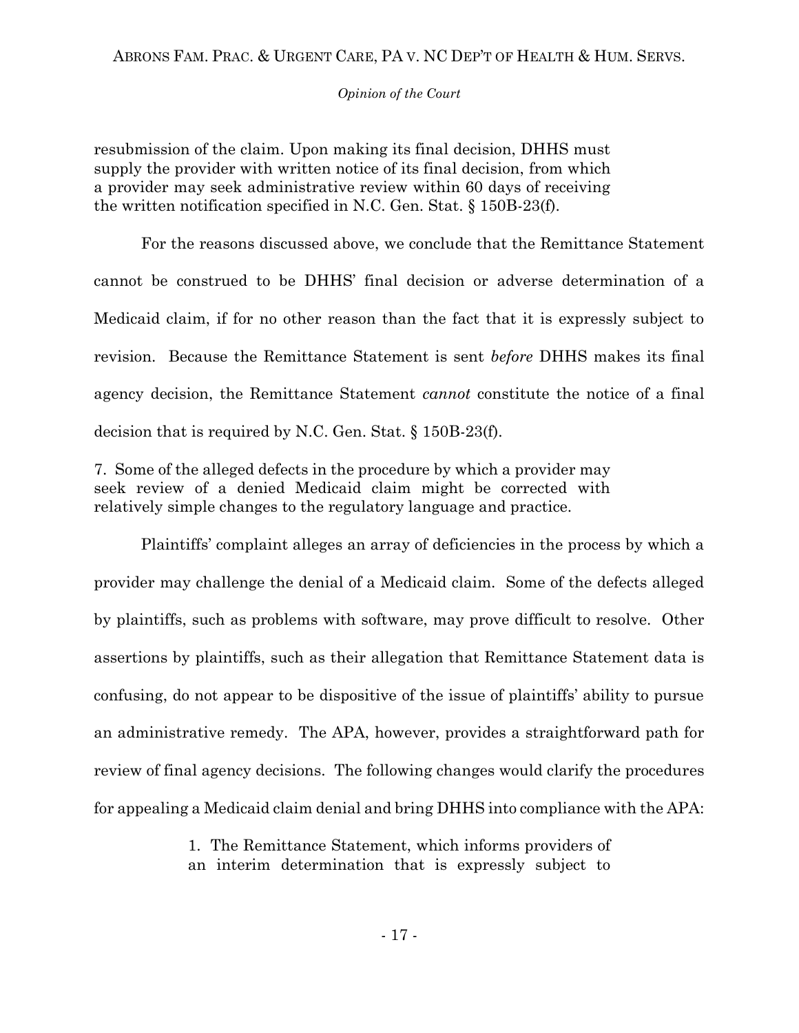resubmission of the claim. Upon making its final decision, DHHS must supply the provider with written notice of its final decision, from which a provider may seek administrative review within 60 days of receiving the written notification specified in N.C. Gen. Stat. § 150B-23(f).

For the reasons discussed above, we conclude that the Remittance Statement cannot be construed to be DHHS' final decision or adverse determination of a Medicaid claim, if for no other reason than the fact that it is expressly subject to revision. Because the Remittance Statement is sent *before* DHHS makes its final agency decision, the Remittance Statement *cannot* constitute the notice of a final decision that is required by N.C. Gen. Stat. § 150B-23(f).

7. Some of the alleged defects in the procedure by which a provider may seek review of a denied Medicaid claim might be corrected with relatively simple changes to the regulatory language and practice.

Plaintiffs' complaint alleges an array of deficiencies in the process by which a provider may challenge the denial of a Medicaid claim. Some of the defects alleged by plaintiffs, such as problems with software, may prove difficult to resolve. Other assertions by plaintiffs, such as their allegation that Remittance Statement data is confusing, do not appear to be dispositive of the issue of plaintiffs' ability to pursue an administrative remedy. The APA, however, provides a straightforward path for review of final agency decisions. The following changes would clarify the procedures for appealing a Medicaid claim denial and bring DHHS into compliance with the APA:

> 1. The Remittance Statement, which informs providers of an interim determination that is expressly subject to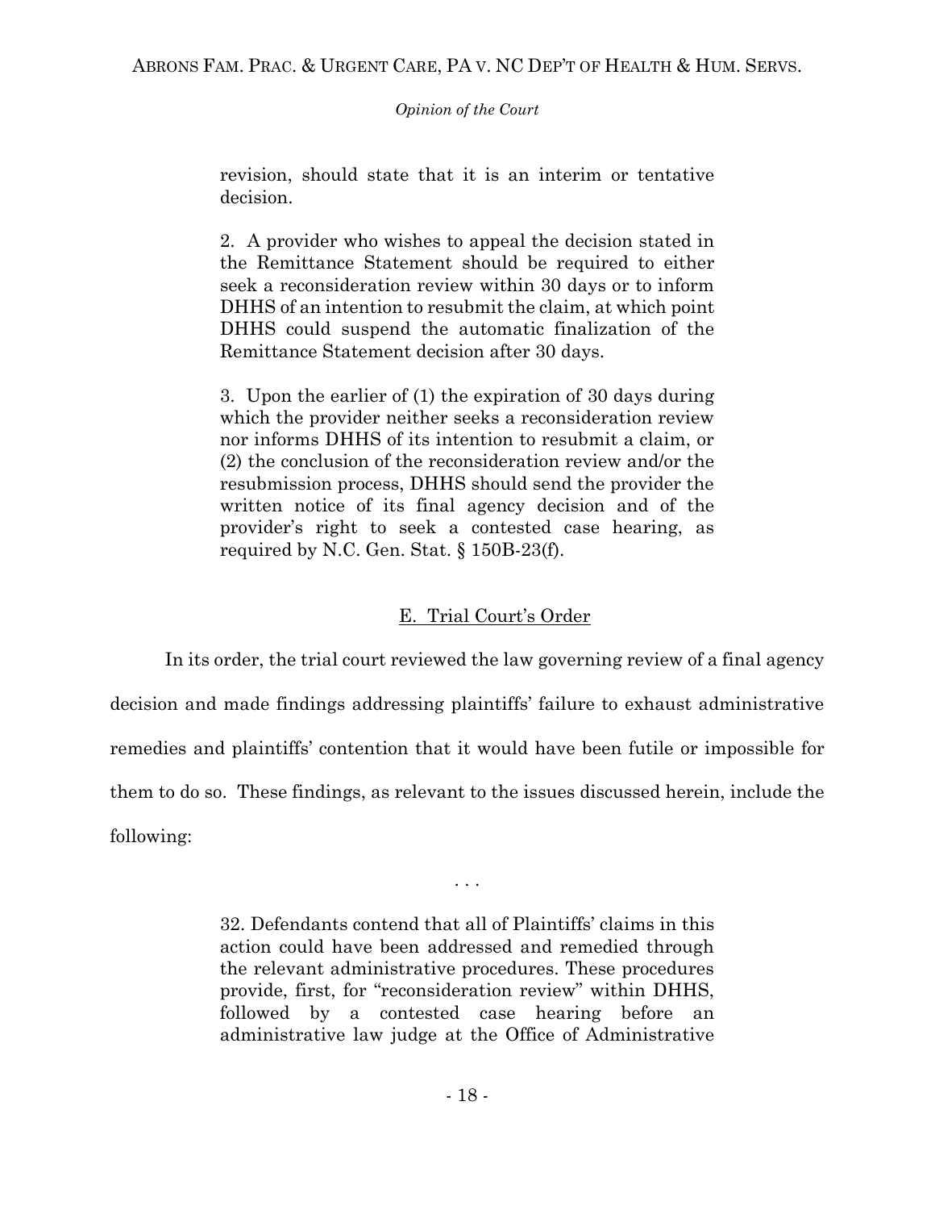> revision, should state that it is an interim or tentative decision.
>
> 2. A provider who wishes to appeal the decision stated in the Remittance Statement should be required to either seek a reconsideration review within 30 days or to inform DHHS of an intention to resubmit the claim, at which point DHHS could suspend the automatic finalization of the Remittance Statement decision after 30 days.
>
> 3. Upon the earlier of (1) the expiration of 30 days during which the provider neither seeks a reconsideration review nor informs DHHS of its intention to resubmit a claim, or (2) the conclusion of the reconsideration review and/or the resubmission process, DHHS should send the provider the written notice of its final agency decision and of the provider's right to seek a contested case hearing, as required by N.C. Gen. Stat. § 150B-23(f).

## E. Trial Court's Order

In its order, the trial court reviewed the law governing review of a final agency decision and made findings addressing plaintiffs' failure to exhaust administrative remedies and plaintiffs' contention that it would have been futile or impossible for them to do so. These findings, as relevant to the issues discussed herein, include the following:

. . .

> 32. Defendants contend that all of Plaintiffs' claims in this action could have been addressed and remedied through the relevant administrative procedures. These procedures provide, first, for "reconsideration review" within DHHS, followed by a contested case hearing before an administrative law judge at the Office of Administrative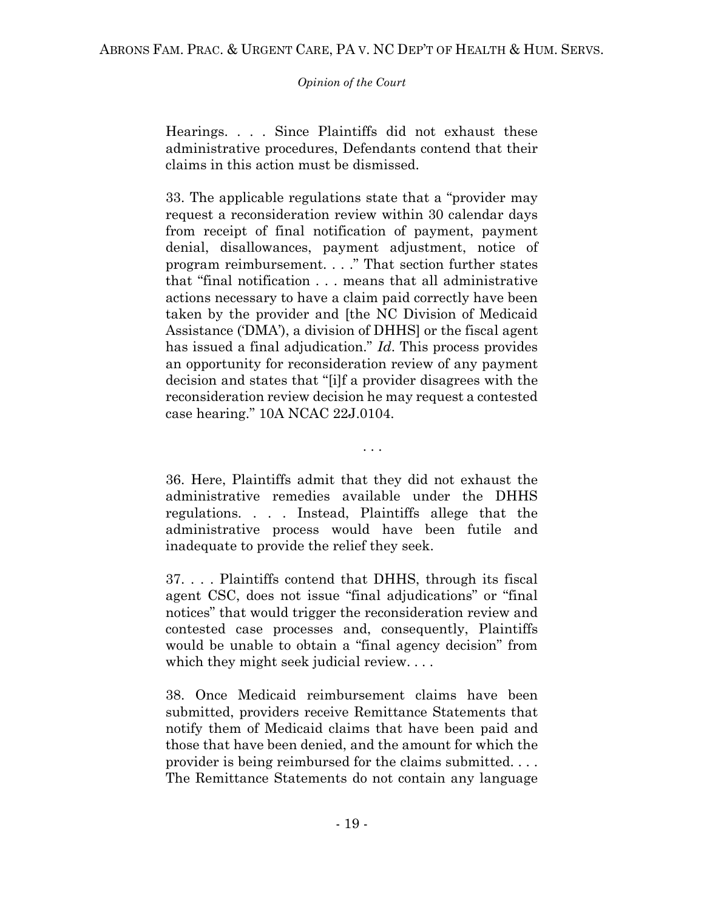> Hearings. . . . Since Plaintiffs did not exhaust these administrative procedures, Defendants contend that their claims in this action must be dismissed.
>
> 33. The applicable regulations state that a "provider may request a reconsideration review within 30 calendar days from receipt of final notification of payment, payment denial, disallowances, payment adjustment, notice of program reimbursement. . . ." That section further states that "final notification . . . means that all administrative actions necessary to have a claim paid correctly have been taken by the provider and [the NC Division of Medicaid Assistance ('DMA'), a division of DHHS] or the fiscal agent has issued a final adjudication." *Id.* This process provides an opportunity for reconsideration review of any payment decision and states that "[i]f a provider disagrees with the reconsideration review decision he may request a contested case hearing." 10A NCAC 22J.0104.
>
> . . .
>
> 36. Here, Plaintiffs admit that they did not exhaust the administrative remedies available under the DHHS regulations. . . . Instead, Plaintiffs allege that the administrative process would have been futile and inadequate to provide the relief they seek.
>
> 37. . . . Plaintiffs contend that DHHS, through its fiscal agent CSC, does not issue "final adjudications" or "final notices" that would trigger the reconsideration review and contested case processes and, consequently, Plaintiffs would be unable to obtain a "final agency decision" from which they might seek judicial review. . . .
>
> 38. Once Medicaid reimbursement claims have been submitted, providers receive Remittance Statements that notify them of Medicaid claims that have been paid and those that have been denied, and the amount for which the provider is being reimbursed for the claims submitted. . . . The Remittance Statements do not contain any language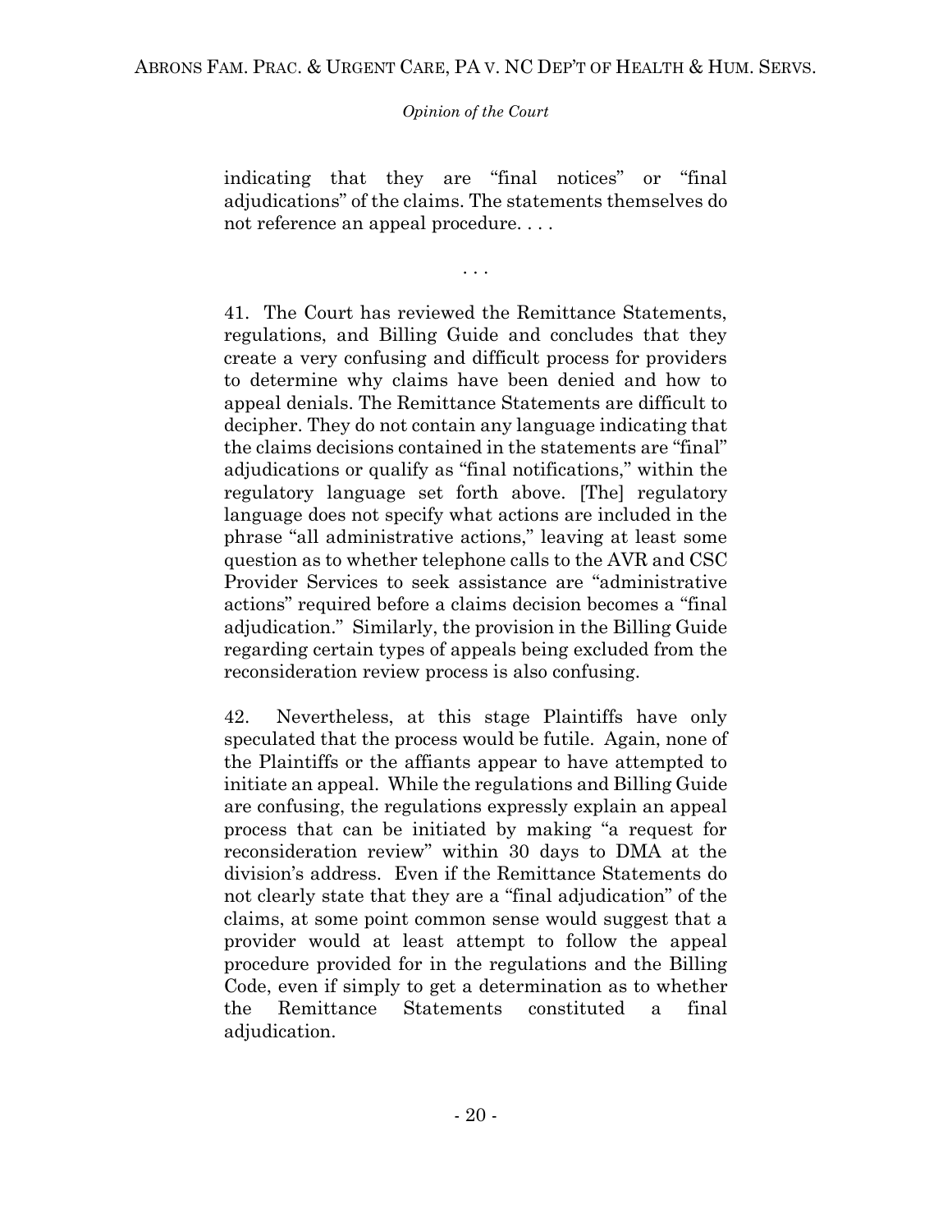indicating that they are "final notices" or "final adjudications" of the claims. The statements themselves do not reference an appeal procedure. . . .

. . .

41. The Court has reviewed the Remittance Statements, regulations, and Billing Guide and concludes that they create a very confusing and difficult process for providers to determine why claims have been denied and how to appeal denials. The Remittance Statements are difficult to decipher. They do not contain any language indicating that the claims decisions contained in the statements are "final" adjudications or qualify as "final notifications," within the regulatory language set forth above. [The] regulatory language does not specify what actions are included in the phrase "all administrative actions," leaving at least some question as to whether telephone calls to the AVR and CSC Provider Services to seek assistance are "administrative actions" required before a claims decision becomes a "final adjudication." Similarly, the provision in the Billing Guide regarding certain types of appeals being excluded from the reconsideration review process is also confusing.

42. Nevertheless, at this stage Plaintiffs have only speculated that the process would be futile. Again, none of the Plaintiffs or the affiants appear to have attempted to initiate an appeal. While the regulations and Billing Guide are confusing, the regulations expressly explain an appeal process that can be initiated by making "a request for reconsideration review" within 30 days to DMA at the division's address. Even if the Remittance Statements do not clearly state that they are a "final adjudication" of the claims, at some point common sense would suggest that a provider would at least attempt to follow the appeal procedure provided for in the regulations and the Billing Code, even if simply to get a determination as to whether the Remittance Statements constituted a final adjudication.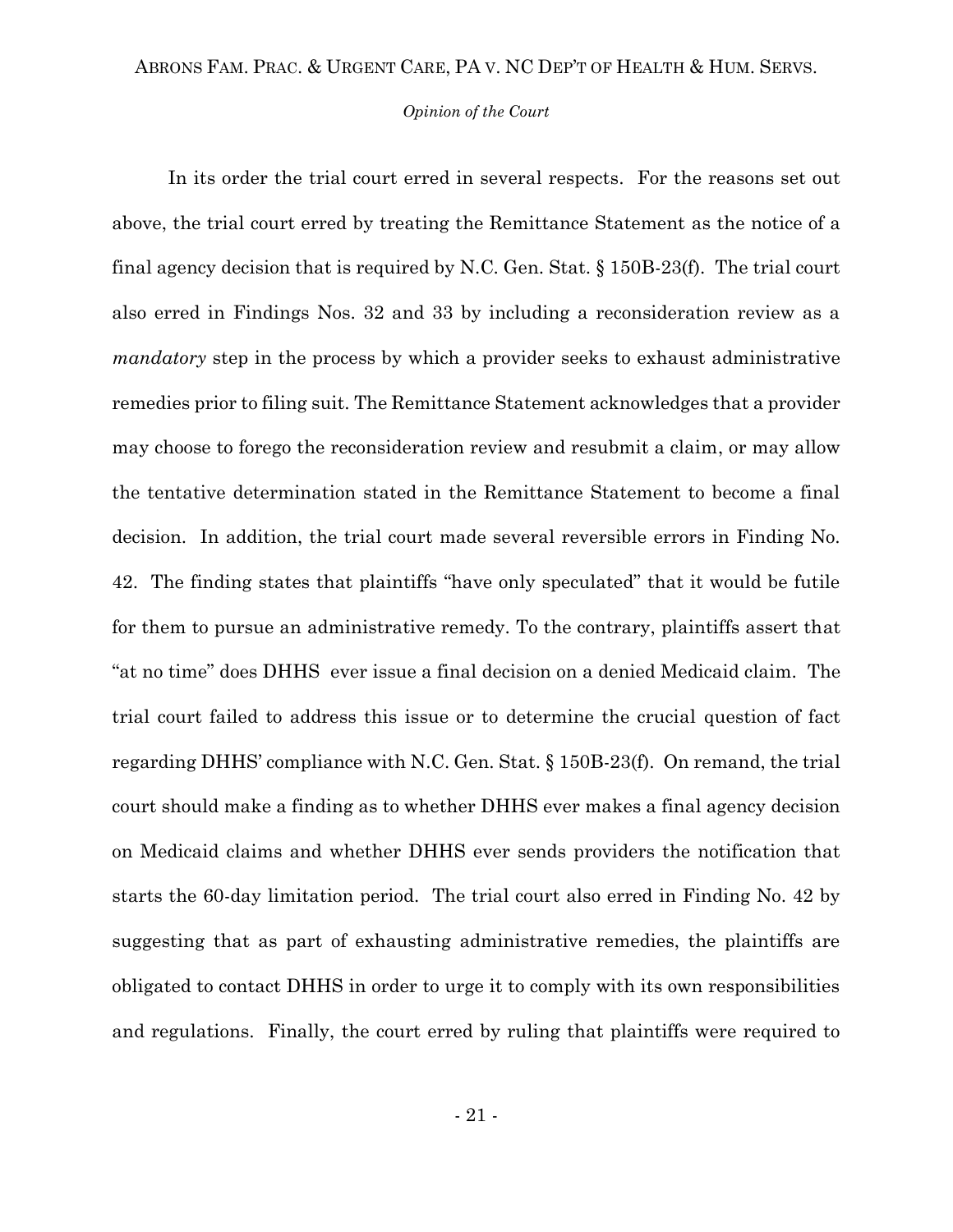In its order the trial court erred in several respects. For the reasons set out above, the trial court erred by treating the Remittance Statement as the notice of a final agency decision that is required by N.C. Gen. Stat. § 150B-23(f). The trial court also erred in Findings Nos. 32 and 33 by including a reconsideration review as a *mandatory* step in the process by which a provider seeks to exhaust administrative remedies prior to filing suit. The Remittance Statement acknowledges that a provider may choose to forego the reconsideration review and resubmit a claim, or may allow the tentative determination stated in the Remittance Statement to become a final decision. In addition, the trial court made several reversible errors in Finding No. 42. The finding states that plaintiffs "have only speculated" that it would be futile for them to pursue an administrative remedy. To the contrary, plaintiffs assert that "at no time" does DHHS ever issue a final decision on a denied Medicaid claim. The trial court failed to address this issue or to determine the crucial question of fact regarding DHHS' compliance with N.C. Gen. Stat. § 150B-23(f). On remand, the trial court should make a finding as to whether DHHS ever makes a final agency decision on Medicaid claims and whether DHHS ever sends providers the notification that starts the 60-day limitation period. The trial court also erred in Finding No. 42 by suggesting that as part of exhausting administrative remedies, the plaintiffs are obligated to contact DHHS in order to urge it to comply with its own responsibilities and regulations. Finally, the court erred by ruling that plaintiffs were required to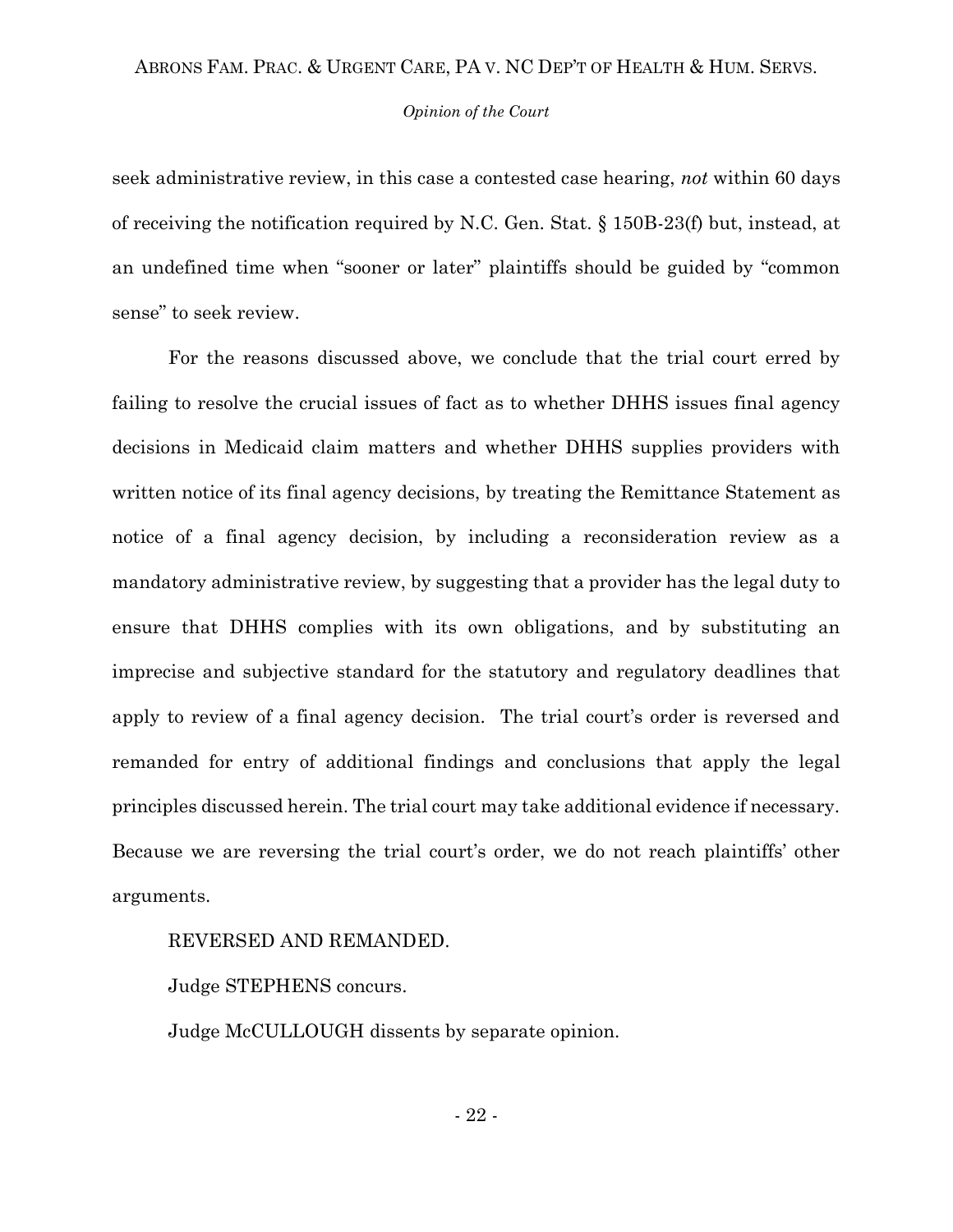seek administrative review, in this case a contested case hearing, *not* within 60 days of receiving the notification required by N.C. Gen. Stat. § 150B-23(f) but, instead, at an undefined time when "sooner or later" plaintiffs should be guided by "common sense" to seek review.

For the reasons discussed above, we conclude that the trial court erred by failing to resolve the crucial issues of fact as to whether DHHS issues final agency decisions in Medicaid claim matters and whether DHHS supplies providers with written notice of its final agency decisions, by treating the Remittance Statement as notice of a final agency decision, by including a reconsideration review as a mandatory administrative review, by suggesting that a provider has the legal duty to ensure that DHHS complies with its own obligations, and by substituting an imprecise and subjective standard for the statutory and regulatory deadlines that apply to review of a final agency decision. The trial court's order is reversed and remanded for entry of additional findings and conclusions that apply the legal principles discussed herein. The trial court may take additional evidence if necessary. Because we are reversing the trial court's order, we do not reach plaintiffs' other arguments.

REVERSED AND REMANDED.

Judge STEPHENS concurs.

Judge McCULLOUGH dissents by separate opinion.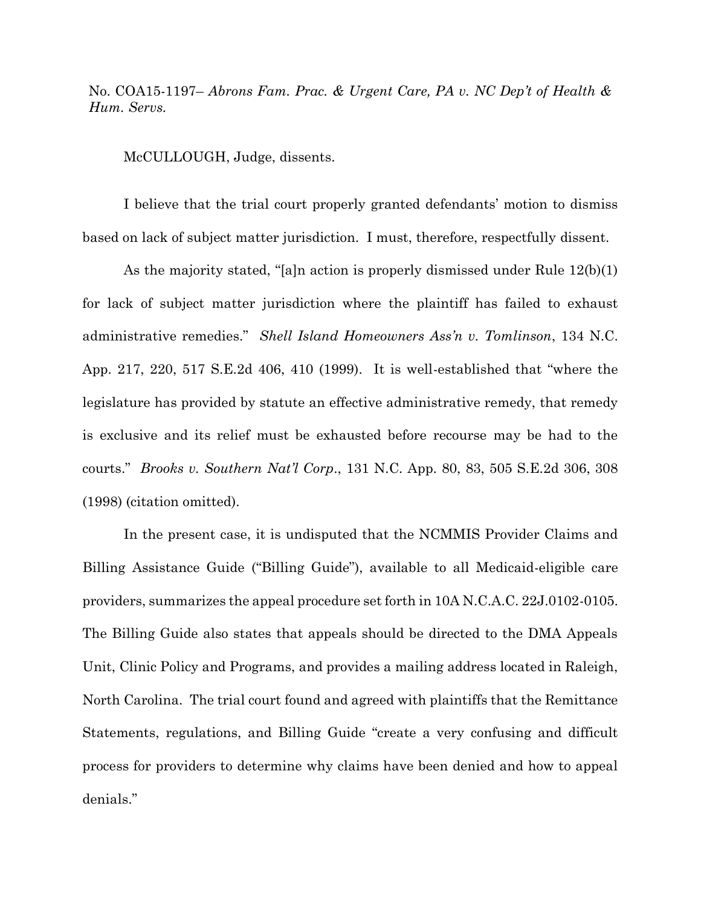No. COA15-1197– *Abrons Fam. Prac. & Urgent Care, PA v. NC Dep't of Health & Hum. Servs.*

McCULLOUGH, Judge, dissents.

I believe that the trial court properly granted defendants' motion to dismiss based on lack of subject matter jurisdiction. I must, therefore, respectfully dissent.

As the majority stated, "[a]n action is properly dismissed under Rule 12(b)(1) for lack of subject matter jurisdiction where the plaintiff has failed to exhaust administrative remedies." *Shell Island Homeowners Ass'n v. Tomlinson*, 134 N.C. App. 217, 220, 517 S.E.2d 406, 410 (1999). It is well-established that "where the legislature has provided by statute an effective administrative remedy, that remedy is exclusive and its relief must be exhausted before recourse may be had to the courts." *Brooks v. Southern Nat'l Corp.*, 131 N.C. App. 80, 83, 505 S.E.2d 306, 308 (1998) (citation omitted).

In the present case, it is undisputed that the NCMMIS Provider Claims and Billing Assistance Guide ("Billing Guide"), available to all Medicaid-eligible care providers, summarizes the appeal procedure set forth in 10A N.C.A.C. 22J.0102-0105. The Billing Guide also states that appeals should be directed to the DMA Appeals Unit, Clinic Policy and Programs, and provides a mailing address located in Raleigh, North Carolina. The trial court found and agreed with plaintiffs that the Remittance Statements, regulations, and Billing Guide "create a very confusing and difficult process for providers to determine why claims have been denied and how to appeal denials."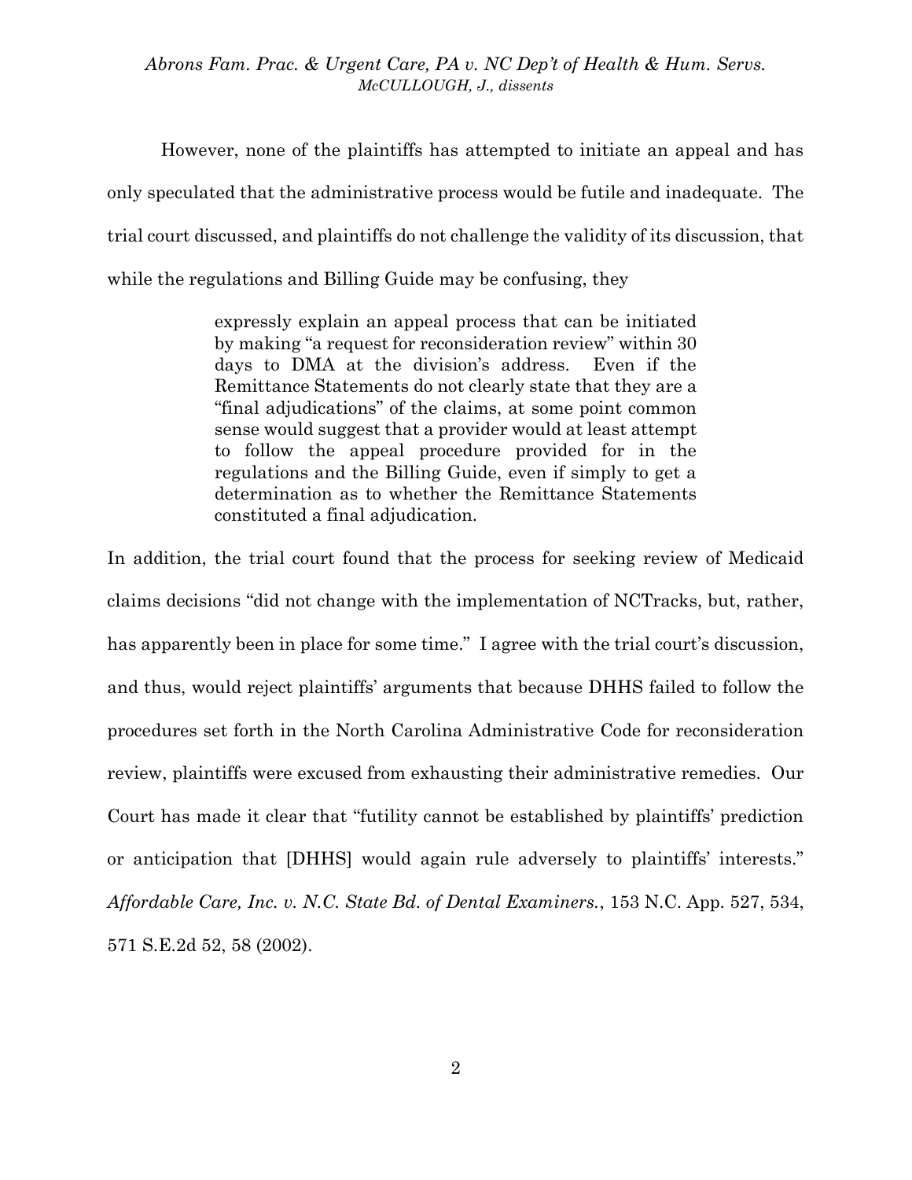However, none of the plaintiffs has attempted to initiate an appeal and has only speculated that the administrative process would be futile and inadequate. The trial court discussed, and plaintiffs do not challenge the validity of its discussion, that while the regulations and Billing Guide may be confusing, they

> expressly explain an appeal process that can be initiated by making "a request for reconsideration review" within 30 days to DMA at the division's address. Even if the Remittance Statements do not clearly state that they are a "final adjudications" of the claims, at some point common sense would suggest that a provider would at least attempt to follow the appeal procedure provided for in the regulations and the Billing Guide, even if simply to get a determination as to whether the Remittance Statements constituted a final adjudication.

In addition, the trial court found that the process for seeking review of Medicaid claims decisions "did not change with the implementation of NCTracks, but, rather, has apparently been in place for some time." I agree with the trial court's discussion, and thus, would reject plaintiffs' arguments that because DHHS failed to follow the procedures set forth in the North Carolina Administrative Code for reconsideration review, plaintiffs were excused from exhausting their administrative remedies. Our Court has made it clear that "futility cannot be established by plaintiffs' prediction or anticipation that [DHHS] would again rule adversely to plaintiffs' interests." *Affordable Care, Inc. v. N.C. State Bd. of Dental Examiners.*, 153 N.C. App. 527, 534, 571 S.E.2d 52, 58 (2002).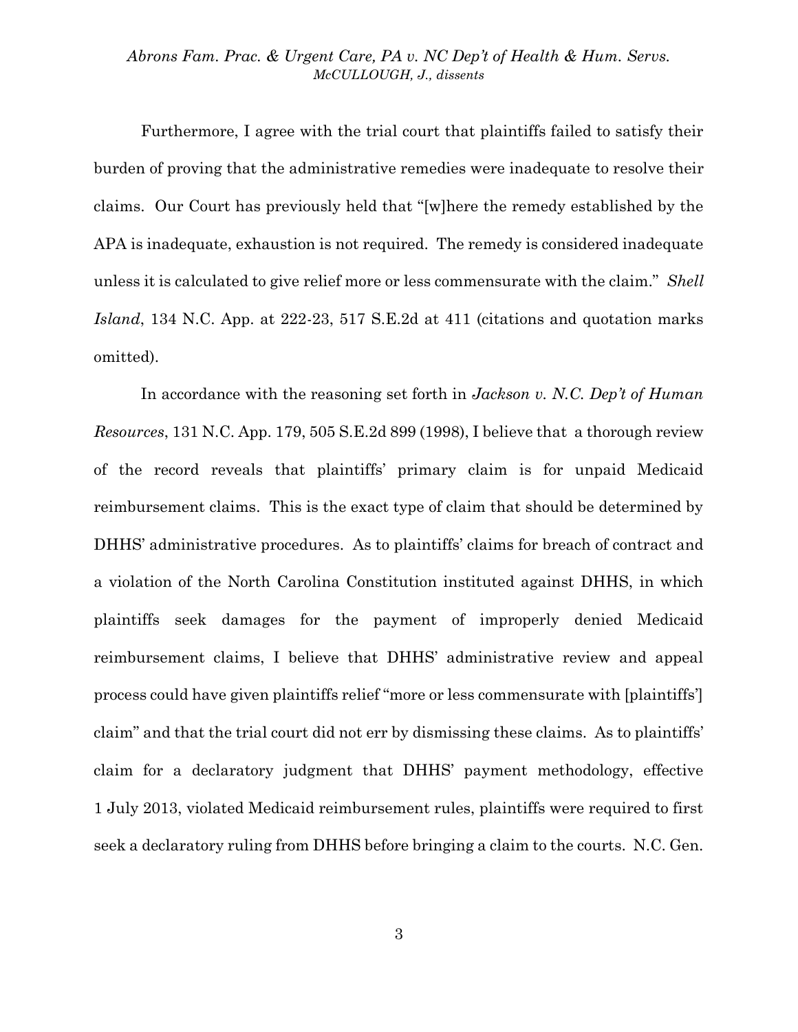Furthermore, I agree with the trial court that plaintiffs failed to satisfy their burden of proving that the administrative remedies were inadequate to resolve their claims. Our Court has previously held that "[w]here the remedy established by the APA is inadequate, exhaustion is not required. The remedy is considered inadequate unless it is calculated to give relief more or less commensurate with the claim." *Shell Island*, 134 N.C. App. at 222-23, 517 S.E.2d at 411 (citations and quotation marks omitted).

In accordance with the reasoning set forth in *Jackson v. N.C. Dep't of Human Resources*, 131 N.C. App. 179, 505 S.E.2d 899 (1998), I believe that a thorough review of the record reveals that plaintiffs' primary claim is for unpaid Medicaid reimbursement claims. This is the exact type of claim that should be determined by DHHS' administrative procedures. As to plaintiffs' claims for breach of contract and a violation of the North Carolina Constitution instituted against DHHS, in which plaintiffs seek damages for the payment of improperly denied Medicaid reimbursement claims, I believe that DHHS' administrative review and appeal process could have given plaintiffs relief "more or less commensurate with [plaintiffs'] claim" and that the trial court did not err by dismissing these claims. As to plaintiffs' claim for a declaratory judgment that DHHS' payment methodology, effective 1 July 2013, violated Medicaid reimbursement rules, plaintiffs were required to first seek a declaratory ruling from DHHS before bringing a claim to the courts. N.C. Gen.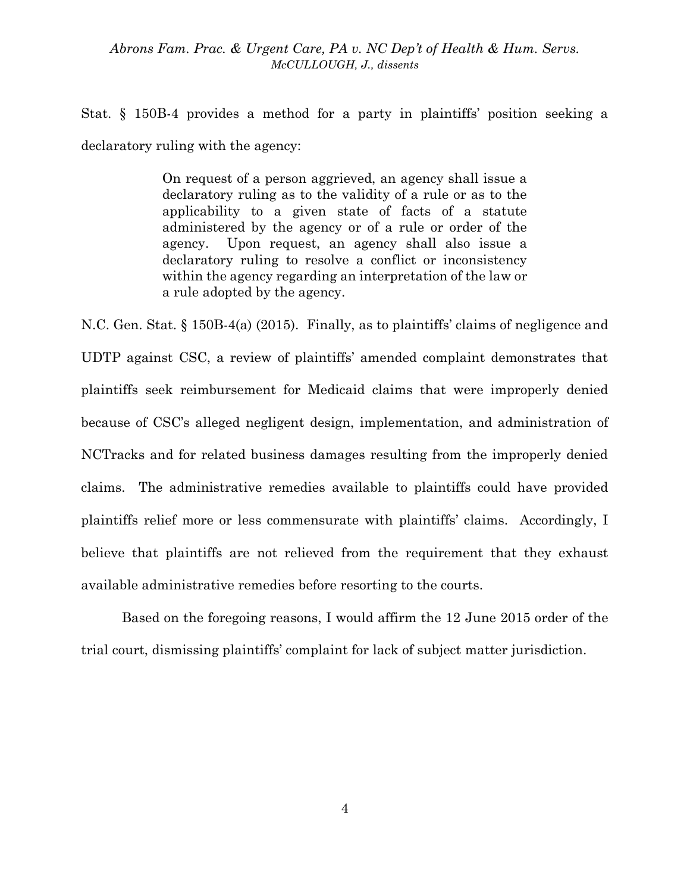Stat. § 150B-4 provides a method for a party in plaintiffs' position seeking a declaratory ruling with the agency:

> On request of a person aggrieved, an agency shall issue a declaratory ruling as to the validity of a rule or as to the applicability to a given state of facts of a statute administered by the agency or of a rule or order of the agency. Upon request, an agency shall also issue a declaratory ruling to resolve a conflict or inconsistency within the agency regarding an interpretation of the law or a rule adopted by the agency.

N.C. Gen. Stat. § 150B-4(a) (2015). Finally, as to plaintiffs' claims of negligence and UDTP against CSC, a review of plaintiffs' amended complaint demonstrates that plaintiffs seek reimbursement for Medicaid claims that were improperly denied because of CSC's alleged negligent design, implementation, and administration of NCTracks and for related business damages resulting from the improperly denied claims. The administrative remedies available to plaintiffs could have provided plaintiffs relief more or less commensurate with plaintiffs' claims. Accordingly, I believe that plaintiffs are not relieved from the requirement that they exhaust available administrative remedies before resorting to the courts.

Based on the foregoing reasons, I would affirm the 12 June 2015 order of the trial court, dismissing plaintiffs' complaint for lack of subject matter jurisdiction.